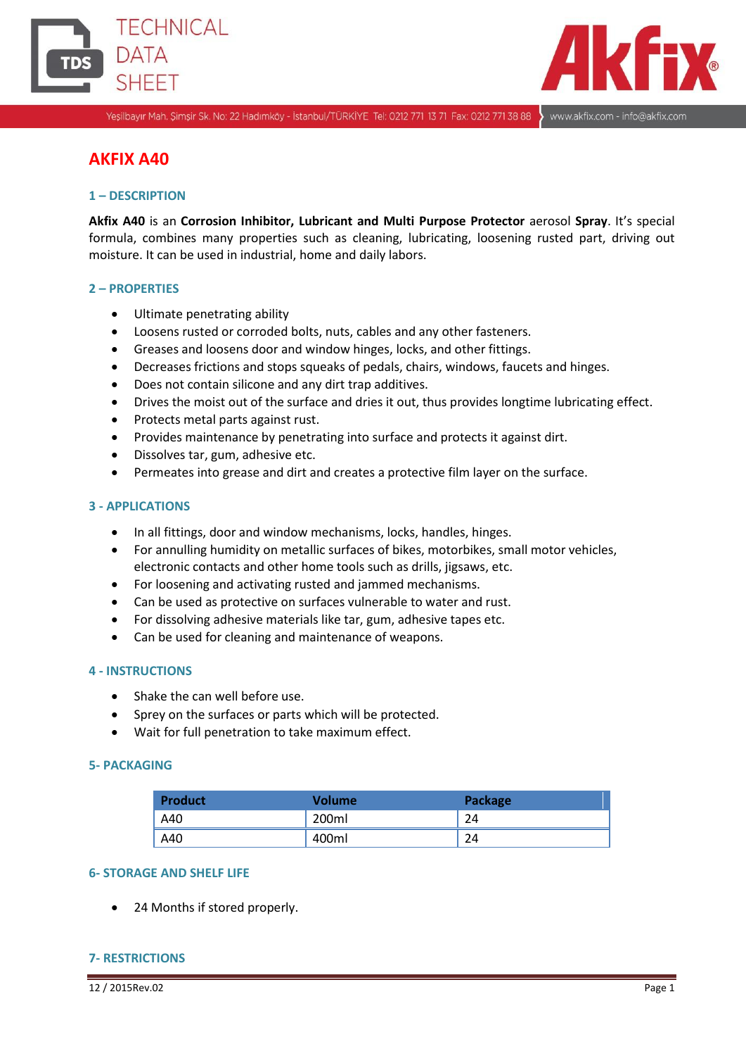# AKFIX A40

## 1 – DESCRIPTION

**Akfix A40** is an **Corrosion Inhibitor, Lubricant and Multi Purpose Protector** aerosol **Spray**. It's special formula, combines many properties such as cleaning, lubricating, loosening rusted part, driving out moisture. It can be used in industrial, home and daily labors.

## 2 – PROPERTIES

- Ultimate penetrating ability
- Loosens rusted or corroded bolts, nuts, cables and any other fasteners.
- Greases and loosens door and window hinges, locks, and other fittings.
- Decreases frictions and stops squeaks of pedals, chairs, windows, faucets and hinges.
- Does not contain silicone and any dirt trap additives.
- Drives the moist out of the surface and dries it out, thus provides longtime lubricating effect.
- Protects metal parts against rust.
- Provides maintenance by penetrating into surface and protects it against dirt.
- Dissolves tar, gum, adhesive etc.
- Permeates into grease and dirt and creates a protective film layer on the surface.

## 3 - APPLICATIONS

- In all fittings, door and window mechanisms, locks, handles, hinges.
- For annulling humidity on metallic surfaces of bikes, motorbikes, small motor vehicles, electronic contacts and other home tools such as drills, jigsaws, etc.
- For loosening and activating rusted and jammed mechanisms.
- Can be used as protective on surfaces vulnerable to water and rust.
- For dissolving adhesive materials like tar, gum, adhesive tapes etc.
- Can be used for cleaning and maintenance of weapons.

## 4 - INSTRUCTIONS

- Shake the can well before use.
- Sprey on the surfaces or parts which will be protected.
- Wait for full penetration to take maximum effect.

## 5- PACKAGING

| Product | Volume | Package |
|---|---|---|
| A40 | 200ml | 24 |
| A40 | 400ml | 24 |

## 6- STORAGE AND SHELF LIFE

- 24 Months if stored properly.

## 7- RESTRICTIONS

12 / 2015Rev.02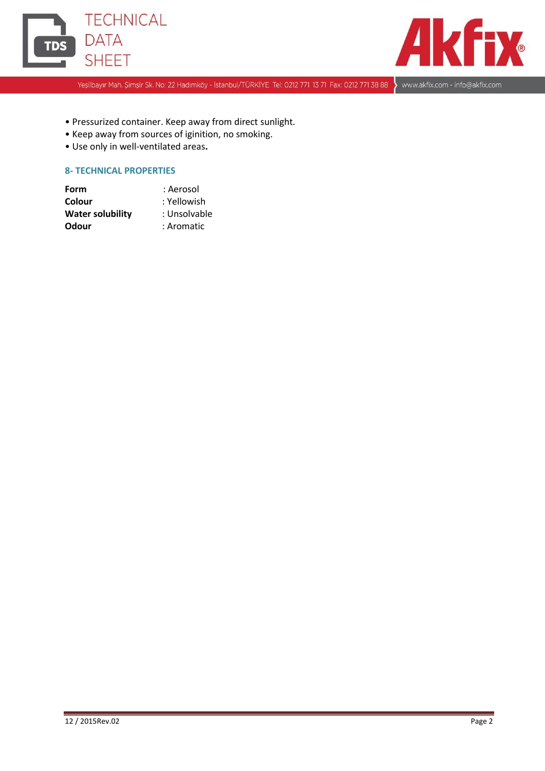- Pressurized container. Keep away from direct sunlight.
- Keep away from sources of iginition, no smoking.
- Use only in well-ventilated areas.

## 8- TECHNICAL PROPERTIES

| | |
|---|---|
| **Form** | : Aerosol |
| **Colour** | : Yellowish |
| **Water solubility** | : Unsolvable |
| **Odour** | : Aromatic |

12 / 2015Rev.02